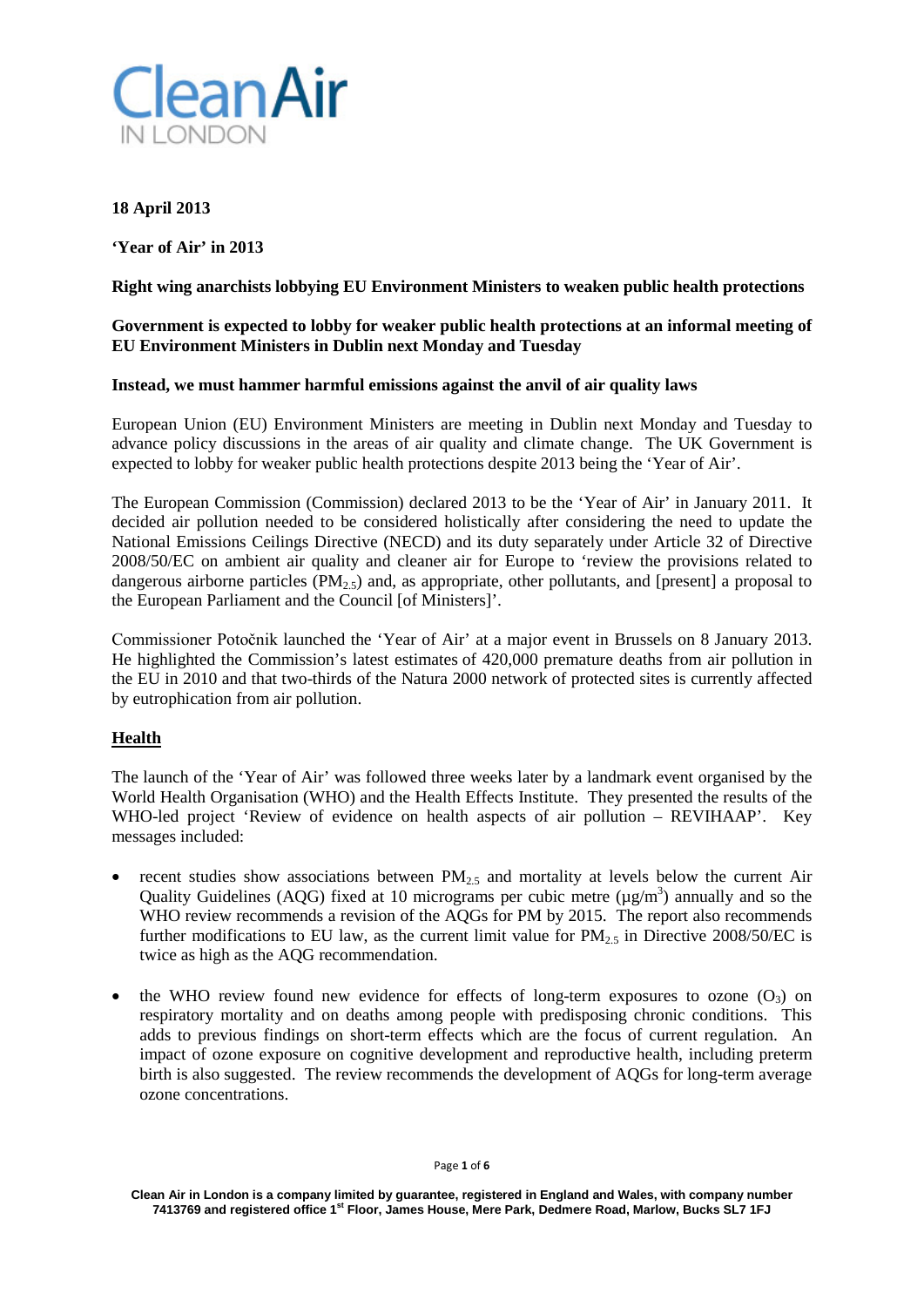# Clean Air IN LONDON

**18 April 2013**

**'Year of Air' in 2013**

**Right wing anarchists lobbying EU Environment Ministers to weaken public health protections**

**Government is expected to lobby for weaker public health protections at an informal meeting of EU Environment Ministers in Dublin next Monday and Tuesday**

**Instead, we must hammer harmful emissions against the anvil of air quality laws**

European Union (EU) Environment Ministers are meeting in Dublin next Monday and Tuesday to advance policy discussions in the areas of air quality and climate change. The UK Government is expected to lobby for weaker public health protections despite 2013 being the 'Year of Air'.

The European Commission (Commission) declared 2013 to be the 'Year of Air' in January 2011. It decided air pollution needed to be considered holistically after considering the need to update the National Emissions Ceilings Directive (NECD) and its duty separately under Article 32 of Directive 2008/50/EC on ambient air quality and cleaner air for Europe to 'review the provisions related to dangerous airborne particles ($PM_{2.5}$) and, as appropriate, other pollutants, and [present] a proposal to the European Parliament and the Council [of Ministers]'.

Commissioner Potočnik launched the 'Year of Air' at a major event in Brussels on 8 January 2013. He highlighted the Commission's latest estimates of 420,000 premature deaths from air pollution in the EU in 2010 and that two-thirds of the Natura 2000 network of protected sites is currently affected by eutrophication from air pollution.

## Health

The launch of the 'Year of Air' was followed three weeks later by a landmark event organised by the World Health Organisation (WHO) and the Health Effects Institute. They presented the results of the WHO-led project 'Review of evidence on health aspects of air pollution – REVIHAAP'. Key messages included:

- recent studies show associations between $PM_{2.5}$ and mortality at levels below the current Air Quality Guidelines (AQG) fixed at 10 micrograms per cubic metre ($\mu g/m^3$) annually and so the WHO review recommends a revision of the AQGs for PM by 2015. The report also recommends further modifications to EU law, as the current limit value for $PM_{2.5}$ in Directive 2008/50/EC is twice as high as the AQG recommendation.
- the WHO review found new evidence for effects of long-term exposures to ozone ($O_3$) on respiratory mortality and on deaths among people with predisposing chronic conditions. This adds to previous findings on short-term effects which are the focus of current regulation. An impact of ozone exposure on cognitive development and reproductive health, including preterm birth is also suggested. The review recommends the development of AQGs for long-term average ozone concentrations.

Clean Air in London is a company limited by guarantee, registered in England and Wales, with company number 7413769 and registered office 1st Floor, James House, Mere Park, Dedmere Road, Marlow, Bucks SL7 1FJ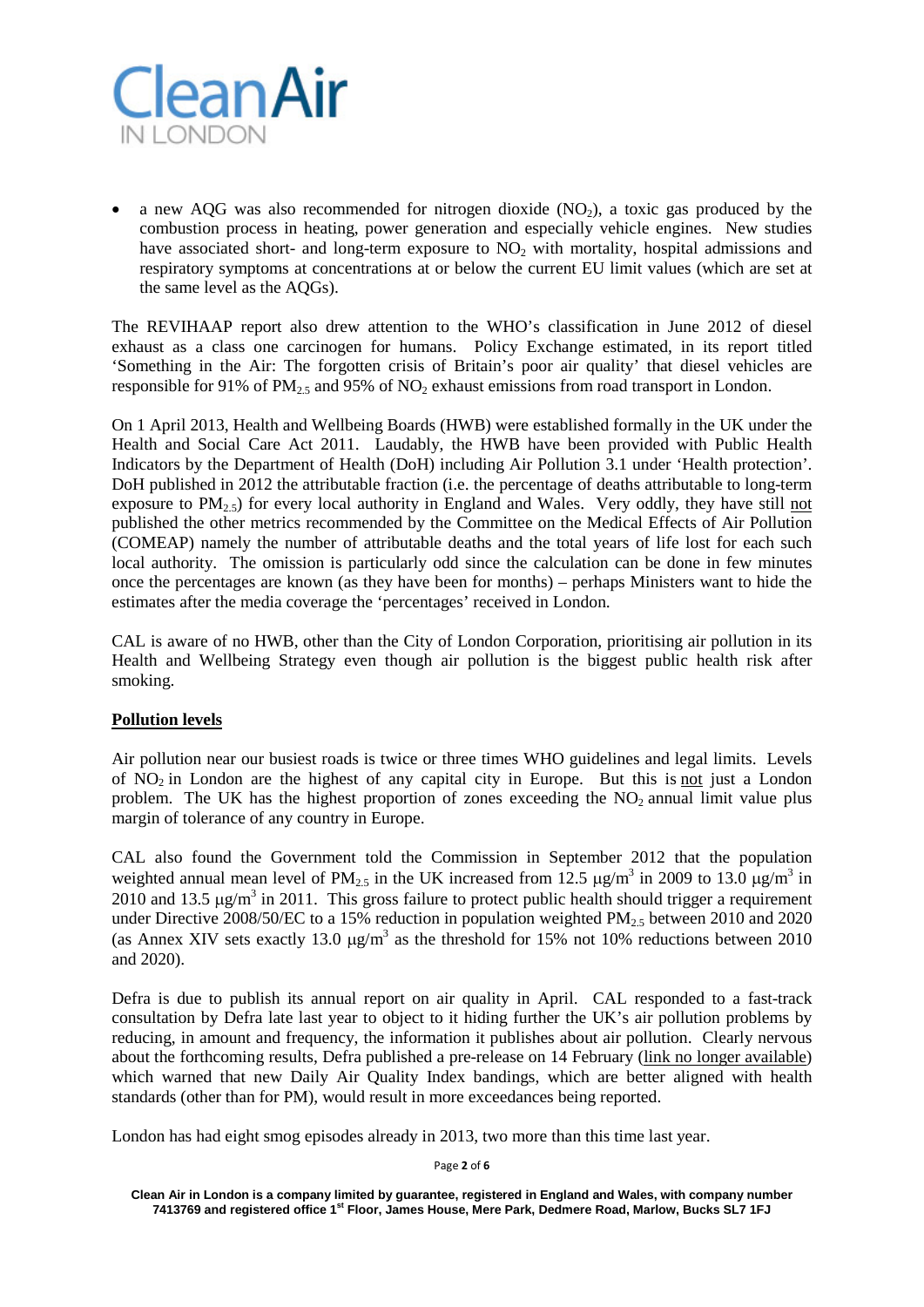- a new AQG was also recommended for nitrogen dioxide ($NO_2$), a toxic gas produced by the combustion process in heating, power generation and especially vehicle engines. New studies have associated short- and long-term exposure to $NO_2$ with mortality, hospital admissions and respiratory symptoms at concentrations at or below the current EU limit values (which are set at the same level as the AQGs).

The REVIHAAP report also drew attention to the WHO's classification in June 2012 of diesel exhaust as a class one carcinogen for humans. Policy Exchange estimated, in its report titled 'Something in the Air: The forgotten crisis of Britain's poor air quality' that diesel vehicles are responsible for 91% of $PM_{2.5}$ and 95% of $NO_2$ exhaust emissions from road transport in London.

On 1 April 2013, Health and Wellbeing Boards (HWB) were established formally in the UK under the Health and Social Care Act 2011. Laudably, the HWB have been provided with Public Health Indicators by the Department of Health (DoH) including Air Pollution 3.1 under 'Health protection'. DoH published in 2012 the attributable fraction (i.e. the percentage of deaths attributable to long-term exposure to $PM_{2.5}$) for every local authority in England and Wales. Very oddly, they have still not published the other metrics recommended by the Committee on the Medical Effects of Air Pollution (COMEAP) namely the number of attributable deaths and the total years of life lost for each such local authority. The omission is particularly odd since the calculation can be done in few minutes once the percentages are known (as they have been for months) – perhaps Ministers want to hide the estimates after the media coverage the 'percentages' received in London.

CAL is aware of no HWB, other than the City of London Corporation, prioritising air pollution in its Health and Wellbeing Strategy even though air pollution is the biggest public health risk after smoking.

**Pollution levels**

Air pollution near our busiest roads is twice or three times WHO guidelines and legal limits. Levels of $NO_2$ in London are the highest of any capital city in Europe. But this is not just a London problem. The UK has the highest proportion of zones exceeding the $NO_2$ annual limit value plus margin of tolerance of any country in Europe.

CAL also found the Government told the Commission in September 2012 that the population weighted annual mean level of $PM_{2.5}$ in the UK increased from 12.5 $\mu g/m^3$ in 2009 to 13.0 $\mu g/m^3$ in 2010 and 13.5 $\mu g/m^3$ in 2011. This gross failure to protect public health should trigger a requirement under Directive 2008/50/EC to a 15% reduction in population weighted $PM_{2.5}$ between 2010 and 2020 (as Annex XIV sets exactly 13.0 $\mu g/m^3$ as the threshold for 15% not 10% reductions between 2010 and 2020).

Defra is due to publish its annual report on air quality in April. CAL responded to a fast-track consultation by Defra late last year to object to it hiding further the UK's air pollution problems by reducing, in amount and frequency, the information it publishes about air pollution. Clearly nervous about the forthcoming results, Defra published a pre-release on 14 February (link no longer available) which warned that new Daily Air Quality Index bandings, which are better aligned with health standards (other than for PM), would result in more exceedances being reported.

London has had eight smog episodes already in 2013, two more than this time last year.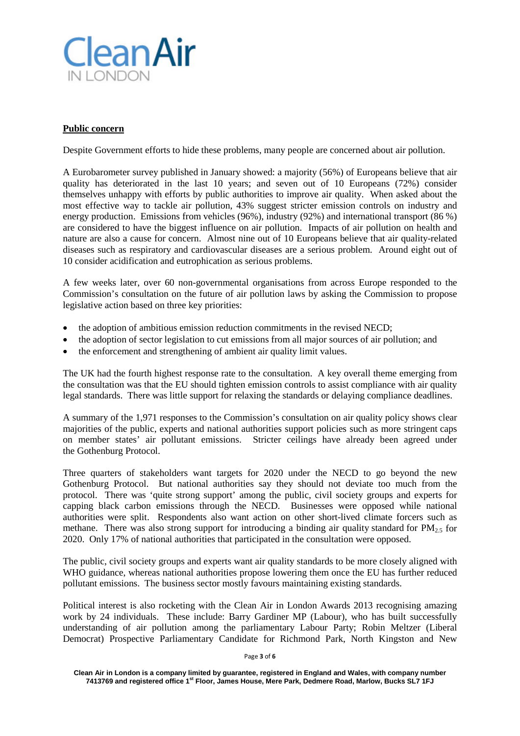**Public concern**

Despite Government efforts to hide these problems, many people are concerned about air pollution.

A Eurobarometer survey published in January showed: a majority (56%) of Europeans believe that air quality has deteriorated in the last 10 years; and seven out of 10 Europeans (72%) consider themselves unhappy with efforts by public authorities to improve air quality. When asked about the most effective way to tackle air pollution, 43% suggest stricter emission controls on industry and energy production. Emissions from vehicles (96%), industry (92%) and international transport (86 %) are considered to have the biggest influence on air pollution. Impacts of air pollution on health and nature are also a cause for concern. Almost nine out of 10 Europeans believe that air quality-related diseases such as respiratory and cardiovascular diseases are a serious problem. Around eight out of 10 consider acidification and eutrophication as serious problems.

A few weeks later, over 60 non-governmental organisations from across Europe responded to the Commission's consultation on the future of air pollution laws by asking the Commission to propose legislative action based on three key priorities:

- the adoption of ambitious emission reduction commitments in the revised NECD;
- the adoption of sector legislation to cut emissions from all major sources of air pollution; and
- the enforcement and strengthening of ambient air quality limit values.

The UK had the fourth highest response rate to the consultation. A key overall theme emerging from the consultation was that the EU should tighten emission controls to assist compliance with air quality legal standards. There was little support for relaxing the standards or delaying compliance deadlines.

A summary of the 1,971 responses to the Commission's consultation on air quality policy shows clear majorities of the public, experts and national authorities support policies such as more stringent caps on member states' air pollutant emissions. Stricter ceilings have already been agreed under the Gothenburg Protocol.

Three quarters of stakeholders want targets for 2020 under the NECD to go beyond the new Gothenburg Protocol. But national authorities say they should not deviate too much from the protocol. There was 'quite strong support' among the public, civil society groups and experts for capping black carbon emissions through the NECD. Businesses were opposed while national authorities were split. Respondents also want action on other short-lived climate forcers such as methane. There was also strong support for introducing a binding air quality standard for $PM_{2.5}$ for 2020. Only 17% of national authorities that participated in the consultation were opposed.

The public, civil society groups and experts want air quality standards to be more closely aligned with WHO guidance, whereas national authorities propose lowering them once the EU has further reduced pollutant emissions. The business sector mostly favours maintaining existing standards.

Political interest is also rocketing with the Clean Air in London Awards 2013 recognising amazing work by 24 individuals. These include: Barry Gardiner MP (Labour), who has built successfully understanding of air pollution among the parliamentary Labour Party; Robin Meltzer (Liberal Democrat) Prospective Parliamentary Candidate for Richmond Park, North Kingston and New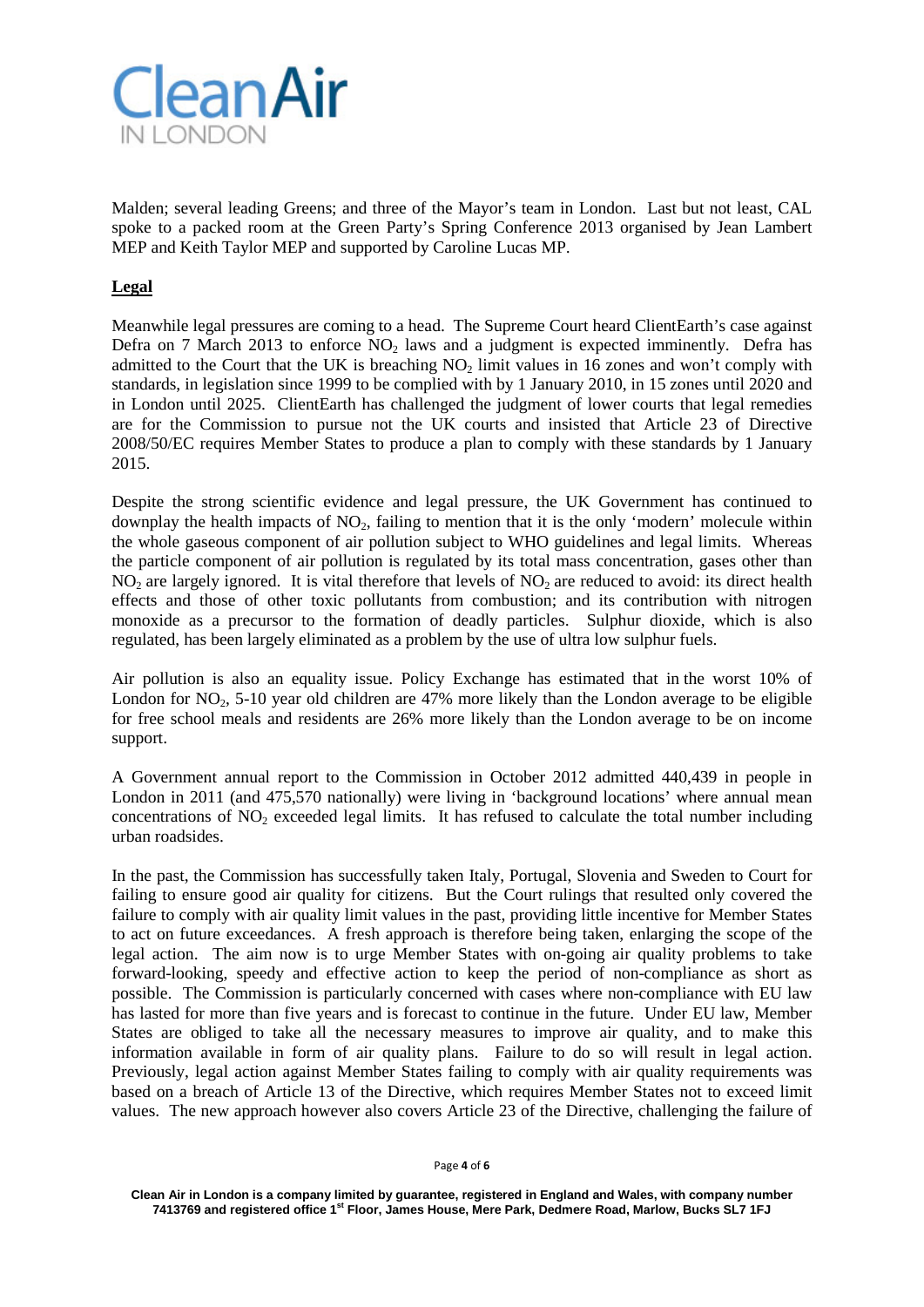Malden; several leading Greens; and three of the Mayor's team in London. Last but not least, CAL spoke to a packed room at the Green Party's Spring Conference 2013 organised by Jean Lambert MEP and Keith Taylor MEP and supported by Caroline Lucas MP.

## Legal

Meanwhile legal pressures are coming to a head. The Supreme Court heard ClientEarth's case against Defra on 7 March 2013 to enforce $NO_2$ laws and a judgment is expected imminently. Defra has admitted to the Court that the UK is breaching $NO_2$ limit values in 16 zones and won't comply with standards, in legislation since 1999 to be complied with by 1 January 2010, in 15 zones until 2020 and in London until 2025. ClientEarth has challenged the judgment of lower courts that legal remedies are for the Commission to pursue not the UK courts and insisted that Article 23 of Directive 2008/50/EC requires Member States to produce a plan to comply with these standards by 1 January 2015.

Despite the strong scientific evidence and legal pressure, the UK Government has continued to downplay the health impacts of $NO_2$, failing to mention that it is the only 'modern' molecule within the whole gaseous component of air pollution subject to WHO guidelines and legal limits. Whereas the particle component of air pollution is regulated by its total mass concentration, gases other than $NO_2$ are largely ignored. It is vital therefore that levels of $NO_2$ are reduced to avoid: its direct health effects and those of other toxic pollutants from combustion; and its contribution with nitrogen monoxide as a precursor to the formation of deadly particles. Sulphur dioxide, which is also regulated, has been largely eliminated as a problem by the use of ultra low sulphur fuels.

Air pollution is also an equality issue. Policy Exchange has estimated that in the worst 10% of London for $NO_2$, 5-10 year old children are 47% more likely than the London average to be eligible for free school meals and residents are 26% more likely than the London average to be on income support.

A Government annual report to the Commission in October 2012 admitted 440,439 in people in London in 2011 (and 475,570 nationally) were living in 'background locations' where annual mean concentrations of $NO_2$ exceeded legal limits. It has refused to calculate the total number including urban roadsides.

In the past, the Commission has successfully taken Italy, Portugal, Slovenia and Sweden to Court for failing to ensure good air quality for citizens. But the Court rulings that resulted only covered the failure to comply with air quality limit values in the past, providing little incentive for Member States to act on future exceedances. A fresh approach is therefore being taken, enlarging the scope of the legal action. The aim now is to urge Member States with on-going air quality problems to take forward-looking, speedy and effective action to keep the period of non-compliance as short as possible. The Commission is particularly concerned with cases where non-compliance with EU law has lasted for more than five years and is forecast to continue in the future. Under EU law, Member States are obliged to take all the necessary measures to improve air quality, and to make this information available in form of air quality plans. Failure to do so will result in legal action. Previously, legal action against Member States failing to comply with air quality requirements was based on a breach of Article 13 of the Directive, which requires Member States not to exceed limit values. The new approach however also covers Article 23 of the Directive, challenging the failure of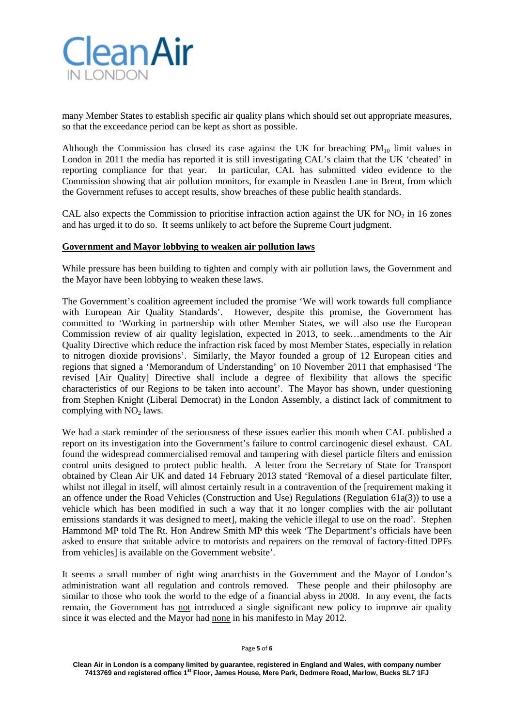many Member States to establish specific air quality plans which should set out appropriate measures, so that the exceedance period can be kept as short as possible.

Although the Commission has closed its case against the UK for breaching $PM_{10}$ limit values in London in 2011 the media has reported it is still investigating CAL's claim that the UK 'cheated' in reporting compliance for that year. In particular, CAL has submitted video evidence to the Commission showing that air pollution monitors, for example in Neasden Lane in Brent, from which the Government refuses to accept results, show breaches of these public health standards.

CAL also expects the Commission to prioritise infraction action against the UK for $NO_2$ in 16 zones and has urged it to do so. It seems unlikely to act before the Supreme Court judgment.

**Government and Mayor lobbying to weaken air pollution laws**

While pressure has been building to tighten and comply with air pollution laws, the Government and the Mayor have been lobbying to weaken these laws.

The Government's coalition agreement included the promise 'We will work towards full compliance with European Air Quality Standards'. However, despite this promise, the Government has committed to 'Working in partnership with other Member States, we will also use the European Commission review of air quality legislation, expected in 2013, to seek…amendments to the Air Quality Directive which reduce the infraction risk faced by most Member States, especially in relation to nitrogen dioxide provisions'. Similarly, the Mayor founded a group of 12 European cities and regions that signed a 'Memorandum of Understanding' on 10 November 2011 that emphasised 'The revised [Air Quality] Directive shall include a degree of flexibility that allows the specific characteristics of our Regions to be taken into account'. The Mayor has shown, under questioning from Stephen Knight (Liberal Democrat) in the London Assembly, a distinct lack of commitment to complying with $NO_2$ laws.

We had a stark reminder of the seriousness of these issues earlier this month when CAL published a report on its investigation into the Government's failure to control carcinogenic diesel exhaust. CAL found the widespread commercialised removal and tampering with diesel particle filters and emission control units designed to protect public health. A letter from the Secretary of State for Transport obtained by Clean Air UK and dated 14 February 2013 stated 'Removal of a diesel particulate filter, whilst not illegal in itself, will almost certainly result in a contravention of the [requirement making it an offence under the Road Vehicles (Construction and Use) Regulations (Regulation 61a(3)) to use a vehicle which has been modified in such a way that it no longer complies with the air pollutant emissions standards it was designed to meet], making the vehicle illegal to use on the road'. Stephen Hammond MP told The Rt. Hon Andrew Smith MP this week 'The Department's officials have been asked to ensure that suitable advice to motorists and repairers on the removal of factory-fitted DPFs from vehicles] is available on the Government website'.

It seems a small number of right wing anarchists in the Government and the Mayor of London's administration want all regulation and controls removed. These people and their philosophy are similar to those who took the world to the edge of a financial abyss in 2008. In any event, the facts remain, the Government has not introduced a single significant new policy to improve air quality since it was elected and the Mayor had none in his manifesto in May 2012.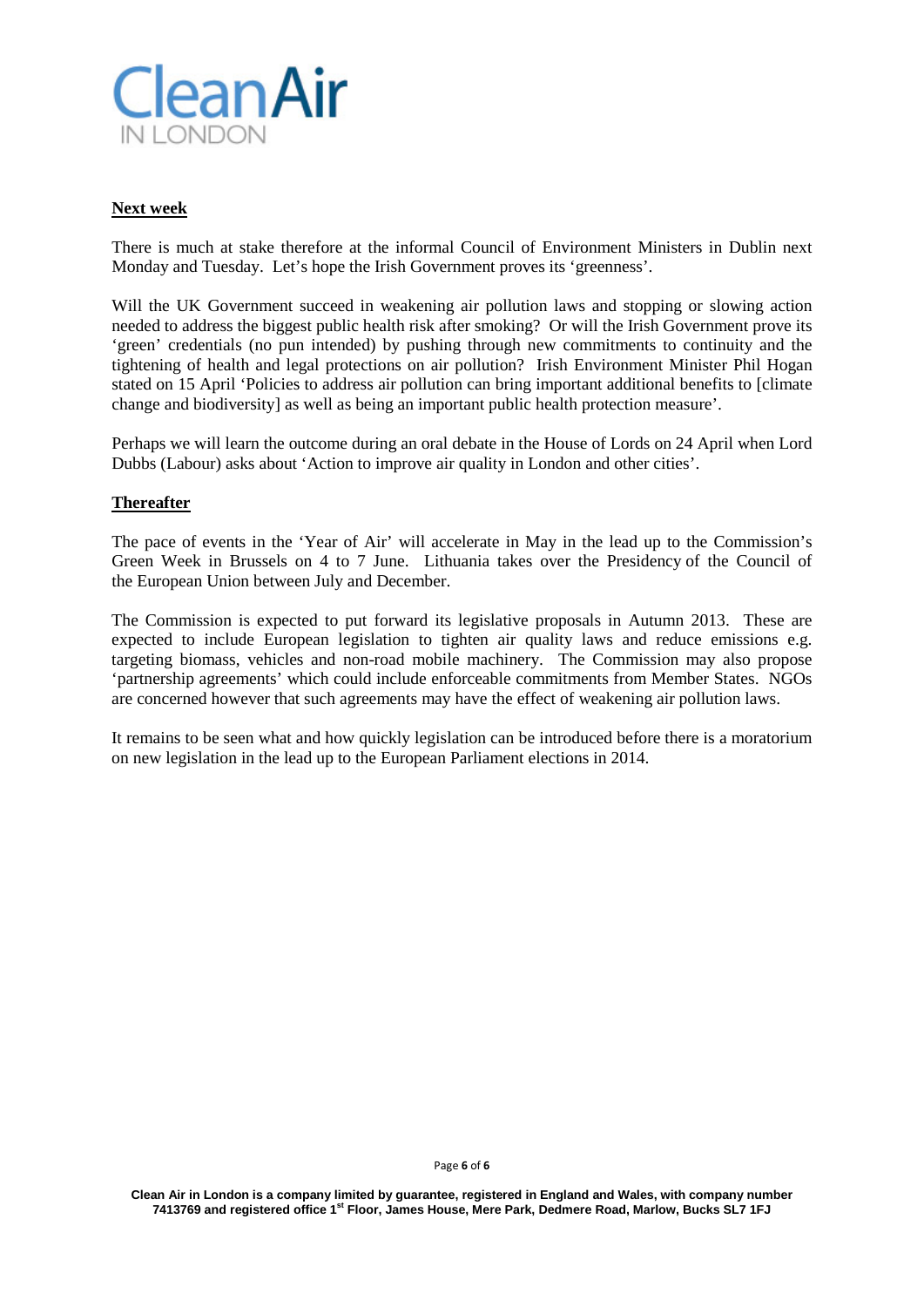**Next week**

There is much at stake therefore at the informal Council of Environment Ministers in Dublin next Monday and Tuesday. Let's hope the Irish Government proves its 'greenness'.

Will the UK Government succeed in weakening air pollution laws and stopping or slowing action needed to address the biggest public health risk after smoking? Or will the Irish Government prove its 'green' credentials (no pun intended) by pushing through new commitments to continuity and the tightening of health and legal protections on air pollution? Irish Environment Minister Phil Hogan stated on 15 April 'Policies to address air pollution can bring important additional benefits to [climate change and biodiversity] as well as being an important public health protection measure'.

Perhaps we will learn the outcome during an oral debate in the House of Lords on 24 April when Lord Dubbs (Labour) asks about 'Action to improve air quality in London and other cities'.

**Thereafter**

The pace of events in the 'Year of Air' will accelerate in May in the lead up to the Commission's Green Week in Brussels on 4 to 7 June. Lithuania takes over the Presidency of the Council of the European Union between July and December.

The Commission is expected to put forward its legislative proposals in Autumn 2013. These are expected to include European legislation to tighten air quality laws and reduce emissions e.g. targeting biomass, vehicles and non-road mobile machinery. The Commission may also propose 'partnership agreements' which could include enforceable commitments from Member States. NGOs are concerned however that such agreements may have the effect of weakening air pollution laws.

It remains to be seen what and how quickly legislation can be introduced before there is a moratorium on new legislation in the lead up to the European Parliament elections in 2014.